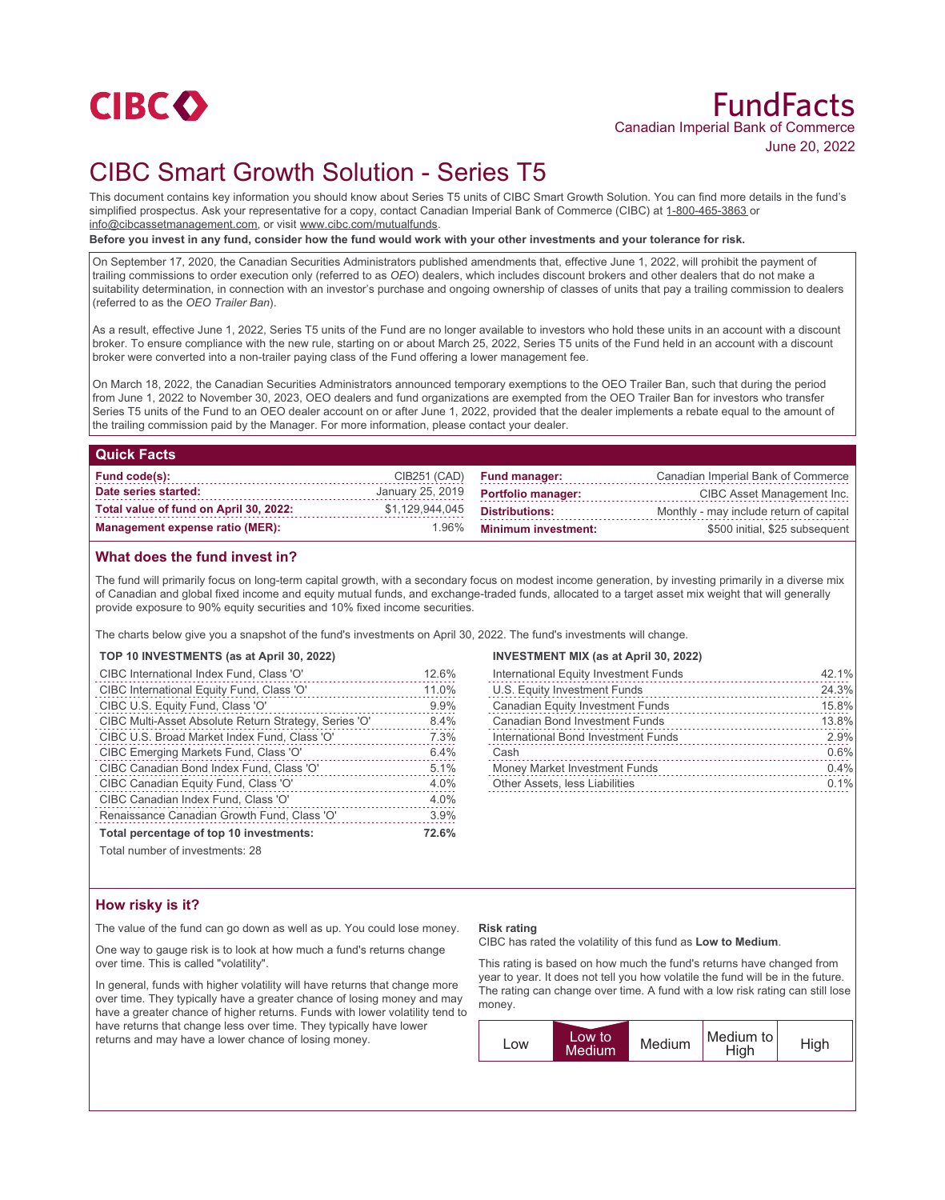CIBC

# FundFacts

Canadian Imperial Bank of Commerce

June 20, 2022

# CIBC Smart Growth Solution - Series T5

This document contains key information you should know about Series T5 units of CIBC Smart Growth Solution. You can find more details in the fund's simplified prospectus. Ask your representative for a copy, contact Canadian Imperial Bank of Commerce (CIBC) at 1-800-465-3863 or info@cibcassetmanagement.com, or visit www.cibc.com/mutualfunds.

**Before you invest in any fund, consider how the fund would work with your other investments and your tolerance for risk.**

On September 17, 2020, the Canadian Securities Administrators published amendments that, effective June 1, 2022, will prohibit the payment of trailing commissions to order execution only (referred to as *OEO*) dealers, which includes discount brokers and other dealers that do not make a suitability determination, in connection with an investor's purchase and ongoing ownership of classes of units that pay a trailing commission to dealers (referred to as the *OEO Trailer Ban*).

As a result, effective June 1, 2022, Series T5 units of the Fund are no longer available to investors who hold these units in an account with a discount broker. To ensure compliance with the new rule, starting on or about March 25, 2022, Series T5 units of the Fund held in an account with a discount broker were converted into a non-trailer paying class of the Fund offering a lower management fee.

On March 18, 2022, the Canadian Securities Administrators announced temporary exemptions to the OEO Trailer Ban, such that during the period from June 1, 2022 to November 30, 2023, OEO dealers and fund organizations are exempted from the OEO Trailer Ban for investors who transfer Series T5 units of the Fund to an OEO dealer account on or after June 1, 2022, provided that the dealer implements a rebate equal to the amount of the trailing commission paid by the Manager. For more information, please contact your dealer.

## Quick Facts

| | | | |
|---|---|---|---|
| **Fund code(s):** | CIB251 (CAD) | **Fund manager:** | Canadian Imperial Bank of Commerce |
| **Date series started:** | January 25, 2019 | **Portfolio manager:** | CIBC Asset Management Inc. |
| **Total value of fund on April 30, 2022:** | $1,129,944,045 | **Distributions:** | Monthly - may include return of capital |
| **Management expense ratio (MER):** | 1.96% | **Minimum investment:** | $500 initial, $25 subsequent |

## What does the fund invest in?

The fund will primarily focus on long-term capital growth, with a secondary focus on modest income generation, by investing primarily in a diverse mix of Canadian and global fixed income and equity mutual funds, and exchange-traded funds, allocated to a target asset mix weight that will generally provide exposure to 90% equity securities and 10% fixed income securities.

The charts below give you a snapshot of the fund's investments on April 30, 2022. The fund's investments will change.

**TOP 10 INVESTMENTS (as at April 30, 2022)**

| | |
|---|---|
| CIBC International Index Fund, Class 'O' | 12.6% |
| CIBC International Equity Fund, Class 'O' | 11.0% |
| CIBC U.S. Equity Fund, Class 'O' | 9.9% |
| CIBC Multi-Asset Absolute Return Strategy, Series 'O' | 8.4% |
| CIBC U.S. Broad Market Index Fund, Class 'O' | 7.3% |
| CIBC Emerging Markets Fund, Class 'O' | 6.4% |
| CIBC Canadian Bond Index Fund, Class 'O' | 5.1% |
| CIBC Canadian Equity Fund, Class 'O' | 4.0% |
| CIBC Canadian Index Fund, Class 'O' | 4.0% |
| Renaissance Canadian Growth Fund, Class 'O' | 3.9% |
| **Total percentage of top 10 investments:** | **72.6%** |

Total number of investments: 28

**INVESTMENT MIX (as at April 30, 2022)**

| | |
|---|---|
| International Equity Investment Funds | 42.1% |
| U.S. Equity Investment Funds | 24.3% |
| Canadian Equity Investment Funds | 15.8% |
| Canadian Bond Investment Funds | 13.8% |
| International Bond Investment Funds | 2.9% |
| Cash | 0.6% |
| Money Market Investment Funds | 0.4% |
| Other Assets, less Liabilities | 0.1% |

## How risky is it?

The value of the fund can go down as well as up. You could lose money.

One way to gauge risk is to look at how much a fund's returns change over time. This is called "volatility".

In general, funds with higher volatility will have returns that change more over time. They typically have a greater chance of losing money and may have a greater chance of higher returns. Funds with lower volatility tend to have returns that change less over time. They typically have lower returns and may have a lower chance of losing money.

**Risk rating**

CIBC has rated the volatility of this fund as **Low to Medium**.

This rating is based on how much the fund's returns have changed from year to year. It does not tell you how volatile the fund will be in the future. The rating can change over time. A fund with a low risk rating can still lose money.

| Low | **Low to Medium** | Medium | Medium to High | High |
|---|---|---|---|---|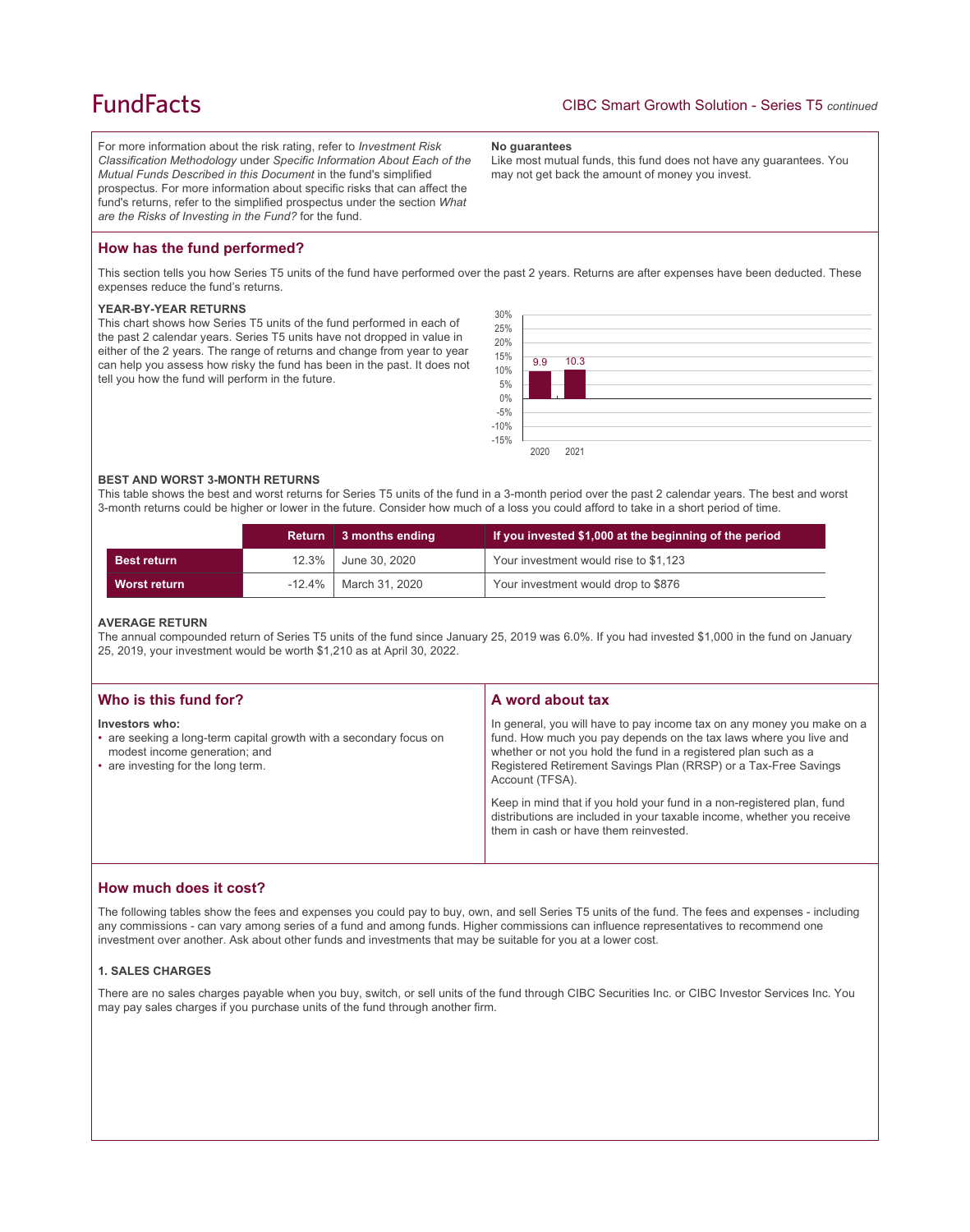For more information about the risk rating, refer to *Investment Risk Classification Methodology* under *Specific Information About Each of the Mutual Funds Described in this Document* in the fund's simplified prospectus. For more information about specific risks that can affect the fund's returns, refer to the simplified prospectus under the section *What are the Risks of Investing in the Fund?* for the fund.

**No guarantees**

Like most mutual funds, this fund does not have any guarantees. You may not get back the amount of money you invest.

## How has the fund performed?

This section tells you how Series T5 units of the fund have performed over the past 2 years. Returns are after expenses have been deducted. These expenses reduce the fund's returns.

### YEAR-BY-YEAR RETURNS

This chart shows how Series T5 units of the fund performed in each of the past 2 calendar years. Series T5 units have not dropped in value in either of the 2 years. The range of returns and change from year to year can help you assess how risky the fund has been in the past. It does not tell you how the fund will perform in the future.

| Year | Return (%) |
|---|---|
| 2020 | 9.9 |
| 2021 | 10.3 |

### BEST AND WORST 3-MONTH RETURNS

This table shows the best and worst returns for Series T5 units of the fund in a 3-month period over the past 2 calendar years. The best and worst 3-month returns could be higher or lower in the future. Consider how much of a loss you could afford to take in a short period of time.

| | Return | 3 months ending | If you invested $1,000 at the beginning of the period |
|---|---|---|---|
| **Best return** | 12.3% | June 30, 2020 | Your investment would rise to $1,123 |
| **Worst return** | -12.4% | March 31, 2020 | Your investment would drop to $876 |

### AVERAGE RETURN

The annual compounded return of Series T5 units of the fund since January 25, 2019 was 6.0%. If you had invested $1,000 in the fund on January 25, 2019, your investment would be worth $1,210 as at April 30, 2022.

## Who is this fund for?

**Investors who:**

- are seeking a long-term capital growth with a secondary focus on modest income generation; and
- are investing for the long term.

## A word about tax

In general, you will have to pay income tax on any money you make on a fund. How much you pay depends on the tax laws where you live and whether or not you hold the fund in a registered plan such as a Registered Retirement Savings Plan (RRSP) or a Tax-Free Savings Account (TFSA).

Keep in mind that if you hold your fund in a non-registered plan, fund distributions are included in your taxable income, whether you receive them in cash or have them reinvested.

## How much does it cost?

The following tables show the fees and expenses you could pay to buy, own, and sell Series T5 units of the fund. The fees and expenses - including any commissions - can vary among series of a fund and among funds. Higher commissions can influence representatives to recommend one investment over another. Ask about other funds and investments that may be suitable for you at a lower cost.

### 1. SALES CHARGES

There are no sales charges payable when you buy, switch, or sell units of the fund through CIBC Securities Inc. or CIBC Investor Services Inc. You may pay sales charges if you purchase units of the fund through another firm.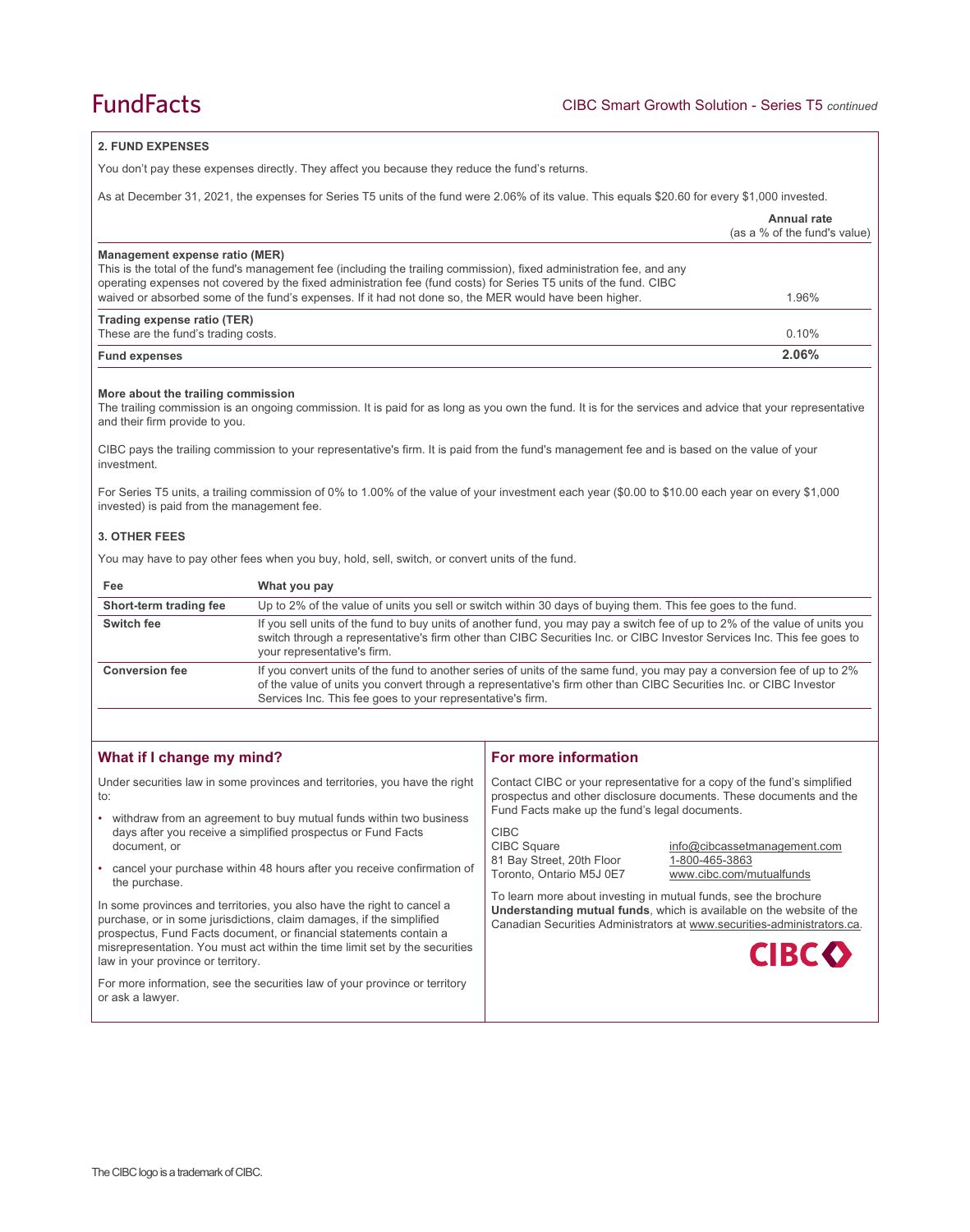## 2. FUND EXPENSES

You don't pay these expenses directly. They affect you because they reduce the fund's returns.

As at December 31, 2021, the expenses for Series T5 units of the fund were 2.06% of its value. This equals $20.60 for every $1,000 invested.

| | Annual rate (as a % of the fund's value) |
|---|---|
| **Management expense ratio (MER)**<br>This is the total of the fund's management fee (including the trailing commission), fixed administration fee, and any operating expenses not covered by the fixed administration fee (fund costs) for Series T5 units of the fund. CIBC waived or absorbed some of the fund's expenses. If it had not done so, the MER would have been higher. | 1.96% |
| **Trading expense ratio (TER)**<br>These are the fund's trading costs. | 0.10% |
| **Fund expenses** | **2.06%** |

**More about the trailing commission**

The trailing commission is an ongoing commission. It is paid for as long as you own the fund. It is for the services and advice that your representative and their firm provide to you.

CIBC pays the trailing commission to your representative's firm. It is paid from the fund's management fee and is based on the value of your investment.

For Series T5 units, a trailing commission of 0% to 1.00% of the value of your investment each year ($0.00 to $10.00 each year on every $1,000 invested) is paid from the management fee.

## 3. OTHER FEES

You may have to pay other fees when you buy, hold, sell, switch, or convert units of the fund.

| Fee | What you pay |
|---|---|
| **Short-term trading fee** | Up to 2% of the value of units you sell or switch within 30 days of buying them. This fee goes to the fund. |
| **Switch fee** | If you sell units of the fund to buy units of another fund, you may pay a switch fee of up to 2% of the value of units you switch through a representative's firm other than CIBC Securities Inc. or CIBC Investor Services Inc. This fee goes to your representative's firm. |
| **Conversion fee** | If you convert units of the fund to another series of units of the same fund, you may pay a conversion fee of up to 2% of the value of units you convert through a representative's firm other than CIBC Securities Inc. or CIBC Investor Services Inc. This fee goes to your representative's firm. |

## What if I change my mind?

Under securities law in some provinces and territories, you have the right to:

- withdraw from an agreement to buy mutual funds within two business days after you receive a simplified prospectus or Fund Facts document, or
- cancel your purchase within 48 hours after you receive confirmation of the purchase.

In some provinces and territories, you also have the right to cancel a purchase, or in some jurisdictions, claim damages, if the simplified prospectus, Fund Facts document, or financial statements contain a misrepresentation. You must act within the time limit set by the securities law in your province or territory.

For more information, see the securities law of your province or territory or ask a lawyer.

## For more information

Contact CIBC or your representative for a copy of the fund's simplified prospectus and other disclosure documents. These documents and the Fund Facts make up the fund's legal documents.

CIBC
CIBC Square
81 Bay Street, 20th Floor
Toronto, Ontario M5J 0E7

info@cibcassetmanagement.com
1-800-465-3863
www.cibc.com/mutualfunds

To learn more about investing in mutual funds, see the brochure **Understanding mutual funds**, which is available on the website of the Canadian Securities Administrators at www.securities-administrators.ca.

CIBC

The CIBC logo is a trademark of CIBC.